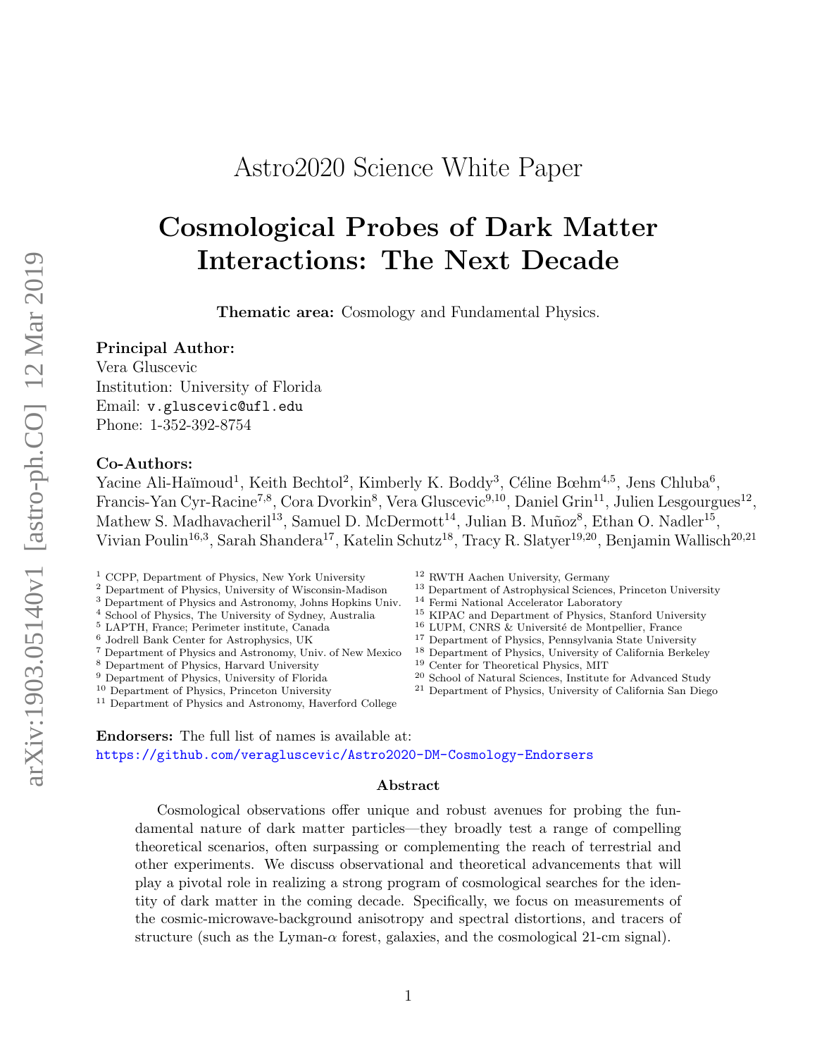Astro2020 Science White Paper

# Cosmological Probes of Dark Matter Interactions: The Next Decade

**Thematic area:** Cosmology and Fundamental Physics.

**Principal Author:**
Vera Gluscevic
Institution: University of Florida
Email: v.gluscevic@ufl.edu
Phone: 1-352-392-8754

**Co-Authors:**
Yacine Ali-Haïmoud[1], Keith Bechtol[2], Kimberly K. Boddy[3], Céline Bœhm[4,5], Jens Chluba[6], Francis-Yan Cyr-Racine[7,8], Cora Dvorkin[8], Vera Gluscevic[9,10], Daniel Grin[11], Julien Lesgourgues[12], Mathew S. Madhavacheril[13], Samuel D. McDermott[14], Julian B. Muñoz[8], Ethan O. Nadler[15], Vivian Poulin[16,3], Sarah Shandera[17], Katelin Schutz[18], Tracy R. Slatyer[19,20], Benjamin Wallisch[20,21]

[1] CCPP, Department of Physics, New York University
[2] Department of Physics, University of Wisconsin-Madison
[3] Department of Physics and Astronomy, Johns Hopkins Univ.
[4] School of Physics, The University of Sydney, Australia
[5] LAPTH, France; Perimeter institute, Canada
[6] Jodrell Bank Center for Astrophysics, UK
[7] Department of Physics and Astronomy, Univ. of New Mexico
[8] Department of Physics, Harvard University
[9] Department of Physics, University of Florida
[10] Department of Physics, Princeton University
[11] Department of Physics and Astronomy, Haverford College
[12] RWTH Aachen University, Germany
[13] Department of Astrophysical Sciences, Princeton University
[14] Fermi National Accelerator Laboratory
[15] KIPAC and Department of Physics, Stanford University
[16] LUPM, CNRS & Université de Montpellier, France
[17] Department of Physics, Pennsylvania State University
[18] Department of Physics, University of California Berkeley
[19] Center for Theoretical Physics, MIT
[20] School of Natural Sciences, Institute for Advanced Study
[21] Department of Physics, University of California San Diego

**Endorsers:** The full list of names is available at:
https://github.com/veragluscevic/Astro2020-DM-Cosmology-Endorsers

## Abstract

Cosmological observations offer unique and robust avenues for probing the fundamental nature of dark matter particles—they broadly test a range of compelling theoretical scenarios, often surpassing or complementing the reach of terrestrial and other experiments. We discuss observational and theoretical advancements that will play a pivotal role in realizing a strong program of cosmological searches for the identity of dark matter in the coming decade. Specifically, we focus on measurements of the cosmic-microwave-background anisotropy and spectral distortions, and tracers of structure (such as the Lyman-$\alpha$ forest, galaxies, and the cosmological 21-cm signal).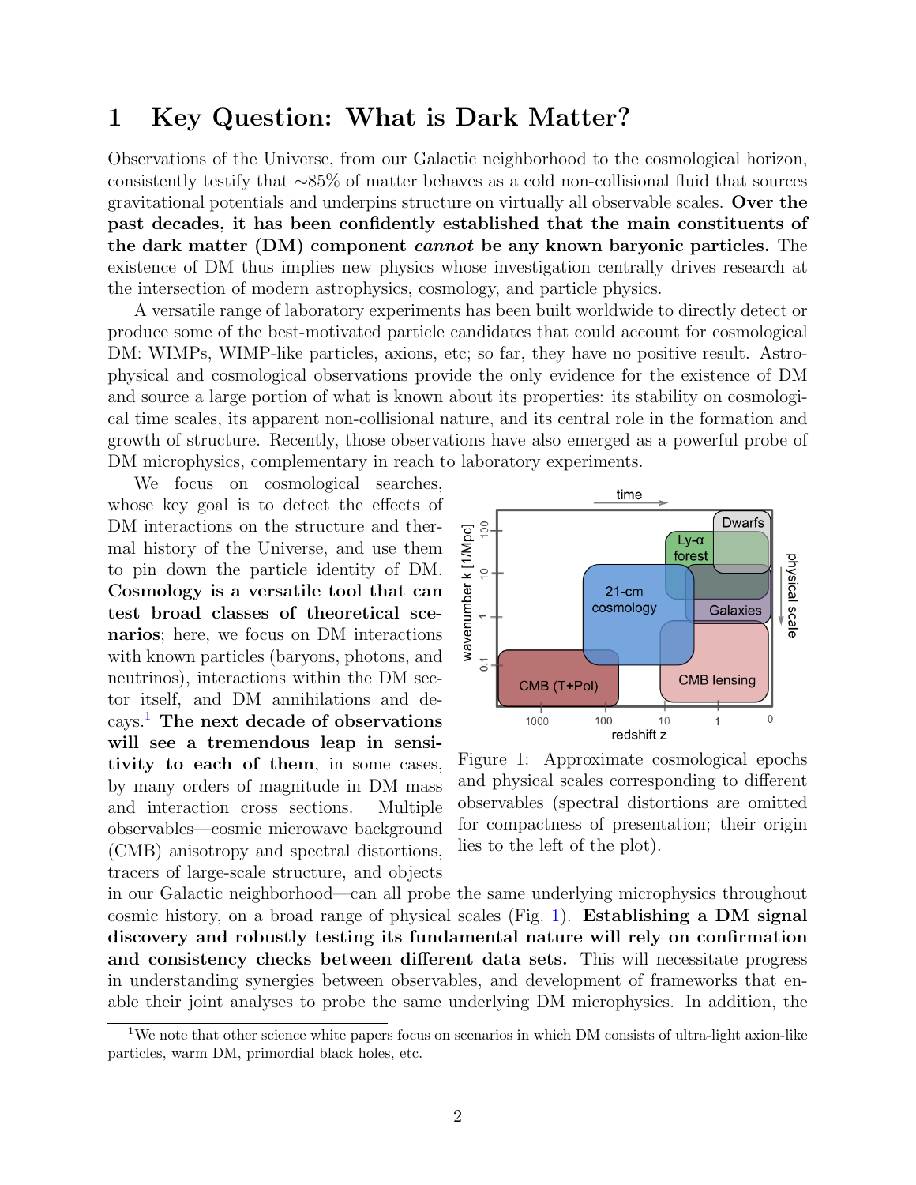# 1 Key Question: What is Dark Matter?

Observations of the Universe, from our Galactic neighborhood to the cosmological horizon, consistently testify that ∼85% of matter behaves as a cold non-collisional fluid that sources gravitational potentials and underpins structure on virtually all observable scales. **Over the past decades, it has been confidently established that the main constituents of the dark matter (DM) component *cannot* be any known baryonic particles.** The existence of DM thus implies new physics whose investigation centrally drives research at the intersection of modern astrophysics, cosmology, and particle physics.

A versatile range of laboratory experiments has been built worldwide to directly detect or produce some of the best-motivated particle candidates that could account for cosmological DM: WIMPs, WIMP-like particles, axions, etc; so far, they have no positive result. Astrophysical and cosmological observations provide the only evidence for the existence of DM and source a large portion of what is known about its properties: its stability on cosmological time scales, its apparent non-collisional nature, and its central role in the formation and growth of structure. Recently, those observations have also emerged as a powerful probe of DM microphysics, complementary in reach to laboratory experiments.

We focus on cosmological searches, whose key goal is to detect the effects of DM interactions on the structure and thermal history of the Universe, and use them to pin down the particle identity of DM. **Cosmology is a versatile tool that can test broad classes of theoretical scenarios**; here, we focus on DM interactions with known particles (baryons, photons, and neutrinos), interactions within the DM sector itself, and DM annihilations and decays.[1] **The next decade of observations will see a tremendous leap in sensitivity to each of them**, in some cases, by many orders of magnitude in DM mass and interaction cross sections. Multiple observables—cosmic microwave background (CMB) anisotropy and spectral distortions, tracers of large-scale structure, and objects in our Galactic neighborhood—can all probe the same underlying microphysics throughout cosmic history, on a broad range of physical scales (Fig. 1). **Establishing a DM signal discovery and robustly testing its fundamental nature will rely on confirmation and consistency checks between different data sets.** This will necessitate progress in understanding synergies between observables, and development of frameworks that enable their joint analyses to probe the same underlying DM microphysics. In addition, the

Figure 1: Approximate cosmological epochs and physical scales corresponding to different observables (spectral distortions are omitted for compactness of presentation; their origin lies to the left of the plot).

[1] We note that other science white papers focus on scenarios in which DM consists of ultra-light axion-like particles, warm DM, primordial black holes, etc.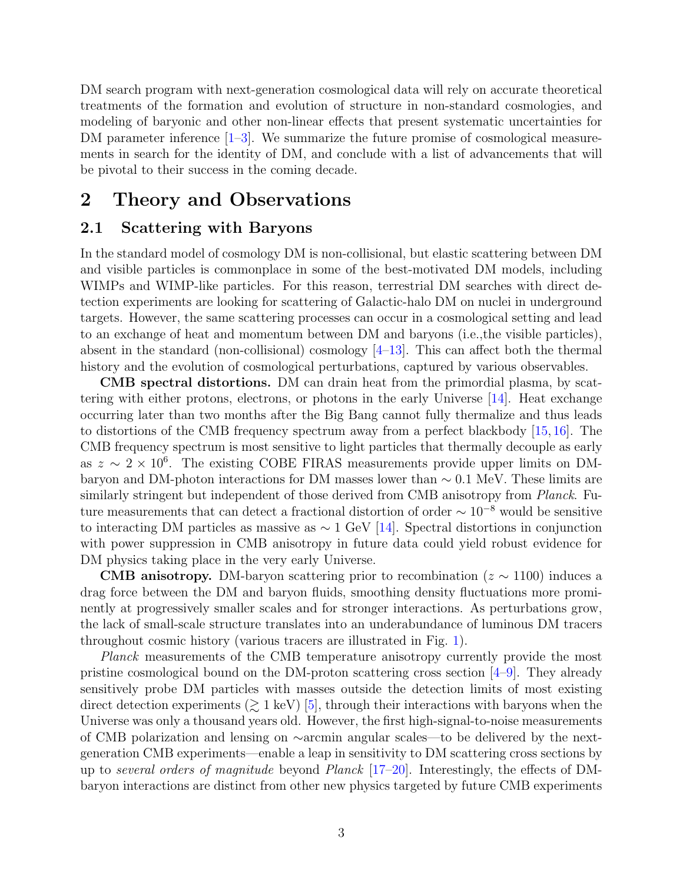DM search program with next-generation cosmological data will rely on accurate theoretical treatments of the formation and evolution of structure in non-standard cosmologies, and modeling of baryonic and other non-linear effects that present systematic uncertainties for DM parameter inference [1–3]. We summarize the future promise of cosmological measurements in search for the identity of DM, and conclude with a list of advancements that will be pivotal to their success in the coming decade.

# 2 Theory and Observations

## 2.1 Scattering with Baryons

In the standard model of cosmology DM is non-collisional, but elastic scattering between DM and visible particles is commonplace in some of the best-motivated DM models, including WIMPs and WIMP-like particles. For this reason, terrestrial DM searches with direct detection experiments are looking for scattering of Galactic-halo DM on nuclei in underground targets. However, the same scattering processes can occur in a cosmological setting and lead to an exchange of heat and momentum between DM and baryons (i.e.,the visible particles), absent in the standard (non-collisional) cosmology [4–13]. This can affect both the thermal history and the evolution of cosmological perturbations, captured by various observables.

**CMB spectral distortions.** DM can drain heat from the primordial plasma, by scattering with either protons, electrons, or photons in the early Universe [14]. Heat exchange occurring later than two months after the Big Bang cannot fully thermalize and thus leads to distortions of the CMB frequency spectrum away from a perfect blackbody [15,16]. The CMB frequency spectrum is most sensitive to light particles that thermally decouple as early as $z \sim 2 \times 10^6$. The existing COBE FIRAS measurements provide upper limits on DM-baryon and DM-photon interactions for DM masses lower than $\sim 0.1$ MeV. These limits are similarly stringent but independent of those derived from CMB anisotropy from *Planck*. Future measurements that can detect a fractional distortion of order $\sim 10^{-8}$ would be sensitive to interacting DM particles as massive as $\sim 1$ GeV [14]. Spectral distortions in conjunction with power suppression in CMB anisotropy in future data could yield robust evidence for DM physics taking place in the very early Universe.

**CMB anisotropy.** DM-baryon scattering prior to recombination ($z \sim 1100$) induces a drag force between the DM and baryon fluids, smoothing density fluctuations more prominently at progressively smaller scales and for stronger interactions. As perturbations grow, the lack of small-scale structure translates into an underabundance of luminous DM tracers throughout cosmic history (various tracers are illustrated in Fig. 1).

*Planck* measurements of the CMB temperature anisotropy currently provide the most pristine cosmological bound on the DM-proton scattering cross section [4–9]. They already sensitively probe DM particles with masses outside the detection limits of most existing direct detection experiments ($\gtrsim 1$ keV) [5], through their interactions with baryons when the Universe was only a thousand years old. However, the first high-signal-to-noise measurements of CMB polarization and lensing on $\sim$arcmin angular scales—to be delivered by the next-generation CMB experiments—enable a leap in sensitivity to DM scattering cross sections by up to *several orders of magnitude* beyond *Planck* [17–20]. Interestingly, the effects of DM-baryon interactions are distinct from other new physics targeted by future CMB experiments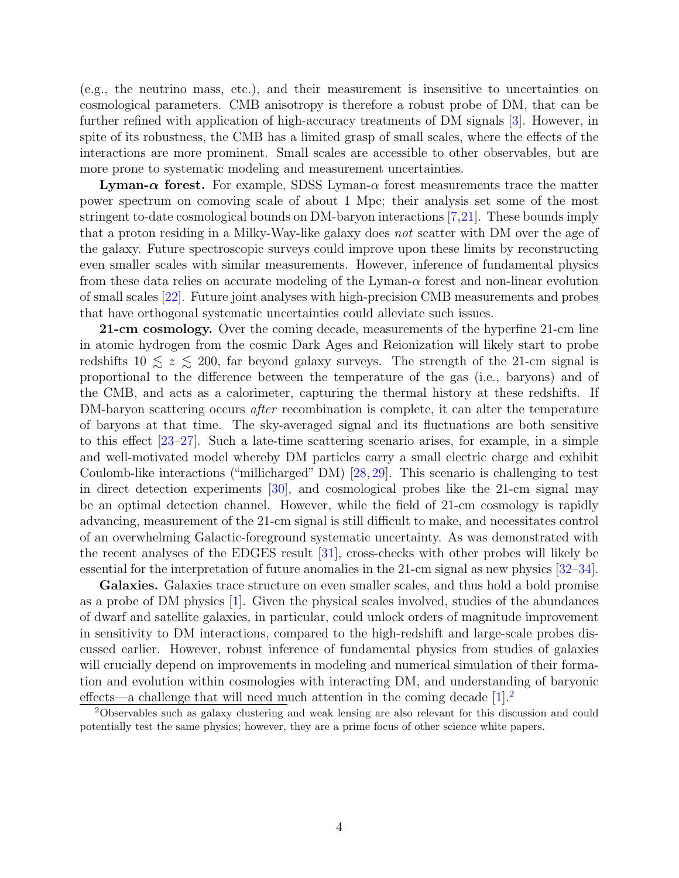(e.g., the neutrino mass, etc.), and their measurement is insensitive to uncertainties on cosmological parameters. CMB anisotropy is therefore a robust probe of DM, that can be further refined with application of high-accuracy treatments of DM signals [3]. However, in spite of its robustness, the CMB has a limited grasp of small scales, where the effects of the interactions are more prominent. Small scales are accessible to other observables, but are more prone to systematic modeling and measurement uncertainties.

**Lyman-$\alpha$ forest.** For example, SDSS Lyman-$\alpha$ forest measurements trace the matter power spectrum on comoving scale of about 1 Mpc; their analysis set some of the most stringent to-date cosmological bounds on DM-baryon interactions [7,21]. These bounds imply that a proton residing in a Milky-Way-like galaxy does *not* scatter with DM over the age of the galaxy. Future spectroscopic surveys could improve upon these limits by reconstructing even smaller scales with similar measurements. However, inference of fundamental physics from these data relies on accurate modeling of the Lyman-$\alpha$ forest and non-linear evolution of small scales [22]. Future joint analyses with high-precision CMB measurements and probes that have orthogonal systematic uncertainties could alleviate such issues.

**21-cm cosmology.** Over the coming decade, measurements of the hyperfine 21-cm line in atomic hydrogen from the cosmic Dark Ages and Reionization will likely start to probe redshifts $10 \lesssim z \lesssim 200$, far beyond galaxy surveys. The strength of the 21-cm signal is proportional to the difference between the temperature of the gas (i.e., baryons) and of the CMB, and acts as a calorimeter, capturing the thermal history at these redshifts. If DM-baryon scattering occurs *after* recombination is complete, it can alter the temperature of baryons at that time. The sky-averaged signal and its fluctuations are both sensitive to this effect [23–27]. Such a late-time scattering scenario arises, for example, in a simple and well-motivated model whereby DM particles carry a small electric charge and exhibit Coulomb-like interactions ("millicharged" DM) [28, 29]. This scenario is challenging to test in direct detection experiments [30], and cosmological probes like the 21-cm signal may be an optimal detection channel. However, while the field of 21-cm cosmology is rapidly advancing, measurement of the 21-cm signal is still difficult to make, and necessitates control of an overwhelming Galactic-foreground systematic uncertainty. As was demonstrated with the recent analyses of the EDGES result [31], cross-checks with other probes will likely be essential for the interpretation of future anomalies in the 21-cm signal as new physics [32–34].

**Galaxies.** Galaxies trace structure on even smaller scales, and thus hold a bold promise as a probe of DM physics [1]. Given the physical scales involved, studies of the abundances of dwarf and satellite galaxies, in particular, could unlock orders of magnitude improvement in sensitivity to DM interactions, compared to the high-redshift and large-scale probes discussed earlier. However, robust inference of fundamental physics from studies of galaxies will crucially depend on improvements in modeling and numerical simulation of their formation and evolution within cosmologies with interacting DM, and understanding of baryonic effects—a challenge that will need much attention in the coming decade [1].[2]

[2] Observables such as galaxy clustering and weak lensing are also relevant for this discussion and could potentially test the same physics; however, they are a prime focus of other science white papers.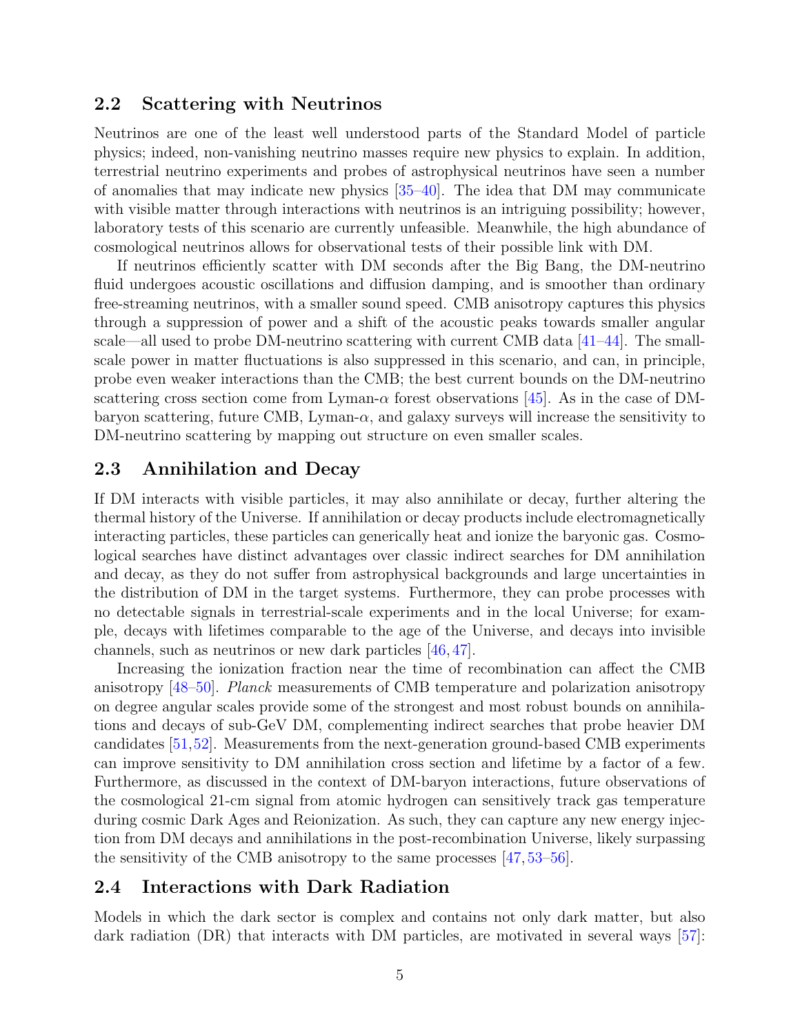### 2.2 Scattering with Neutrinos

Neutrinos are one of the least well understood parts of the Standard Model of particle physics; indeed, non-vanishing neutrino masses require new physics to explain. In addition, terrestrial neutrino experiments and probes of astrophysical neutrinos have seen a number of anomalies that may indicate new physics [35–40]. The idea that DM may communicate with visible matter through interactions with neutrinos is an intriguing possibility; however, laboratory tests of this scenario are currently unfeasible. Meanwhile, the high abundance of cosmological neutrinos allows for observational tests of their possible link with DM.

If neutrinos efficiently scatter with DM seconds after the Big Bang, the DM-neutrino fluid undergoes acoustic oscillations and diffusion damping, and is smoother than ordinary free-streaming neutrinos, with a smaller sound speed. CMB anisotropy captures this physics through a suppression of power and a shift of the acoustic peaks towards smaller angular scale—all used to probe DM-neutrino scattering with current CMB data [41–44]. The small-scale power in matter fluctuations is also suppressed in this scenario, and can, in principle, probe even weaker interactions than the CMB; the best current bounds on the DM-neutrino scattering cross section come from Lyman-$\alpha$ forest observations [45]. As in the case of DM-baryon scattering, future CMB, Lyman-$\alpha$, and galaxy surveys will increase the sensitivity to DM-neutrino scattering by mapping out structure on even smaller scales.

### 2.3 Annihilation and Decay

If DM interacts with visible particles, it may also annihilate or decay, further altering the thermal history of the Universe. If annihilation or decay products include electromagnetically interacting particles, these particles can generically heat and ionize the baryonic gas. Cosmological searches have distinct advantages over classic indirect searches for DM annihilation and decay, as they do not suffer from astrophysical backgrounds and large uncertainties in the distribution of DM in the target systems. Furthermore, they can probe processes with no detectable signals in terrestrial-scale experiments and in the local Universe; for example, decays with lifetimes comparable to the age of the Universe, and decays into invisible channels, such as neutrinos or new dark particles [46, 47].

Increasing the ionization fraction near the time of recombination can affect the CMB anisotropy [48–50]. *Planck* measurements of CMB temperature and polarization anisotropy on degree angular scales provide some of the strongest and most robust bounds on annihilations and decays of sub-GeV DM, complementing indirect searches that probe heavier DM candidates [51, 52]. Measurements from the next-generation ground-based CMB experiments can improve sensitivity to DM annihilation cross section and lifetime by a factor of a few. Furthermore, as discussed in the context of DM-baryon interactions, future observations of the cosmological 21-cm signal from atomic hydrogen can sensitively track gas temperature during cosmic Dark Ages and Reionization. As such, they can capture any new energy injection from DM decays and annihilations in the post-recombination Universe, likely surpassing the sensitivity of the CMB anisotropy to the same processes [47, 53–56].

### 2.4 Interactions with Dark Radiation

Models in which the dark sector is complex and contains not only dark matter, but also dark radiation (DR) that interacts with DM particles, are motivated in several ways [57]: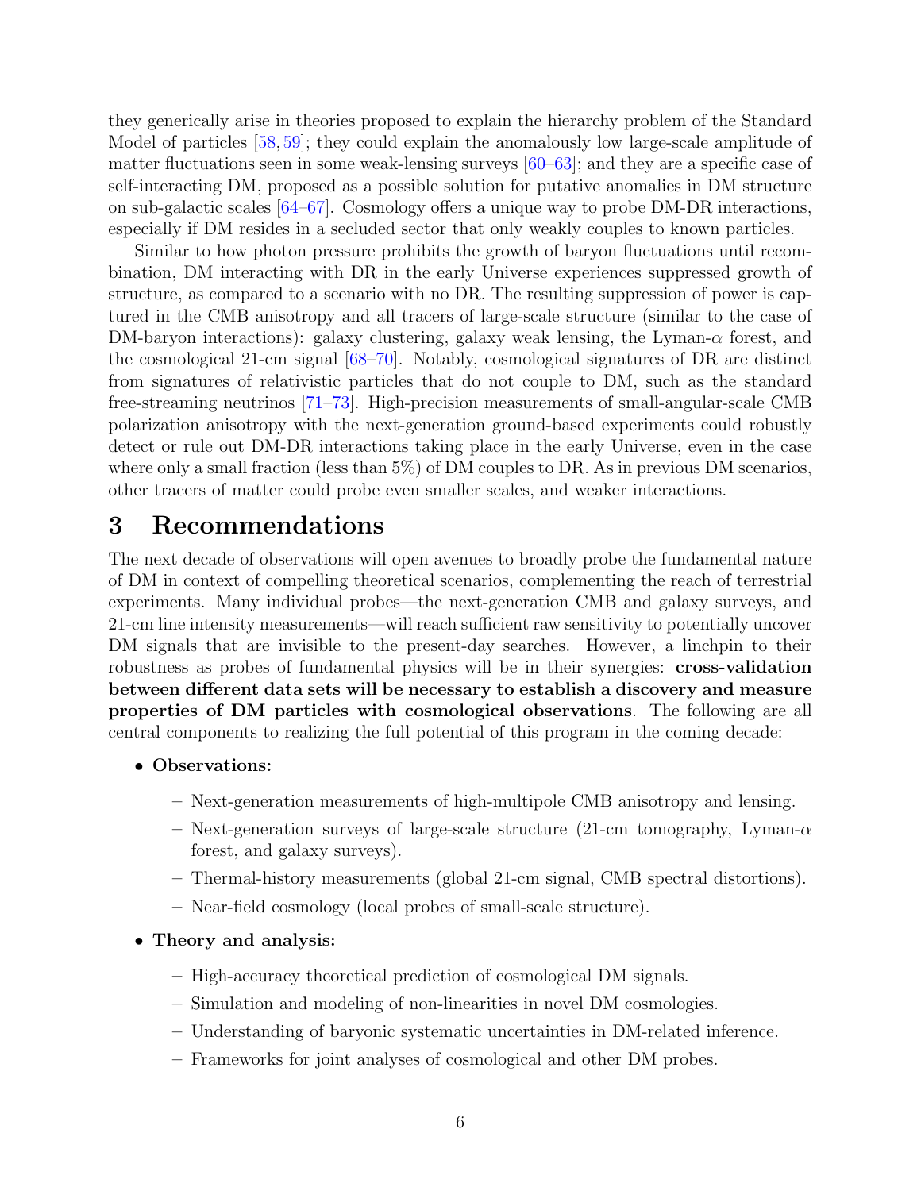they generically arise in theories proposed to explain the hierarchy problem of the Standard Model of particles [58, 59]; they could explain the anomalously low large-scale amplitude of matter fluctuations seen in some weak-lensing surveys [60–63]; and they are a specific case of self-interacting DM, proposed as a possible solution for putative anomalies in DM structure on sub-galactic scales [64–67]. Cosmology offers a unique way to probe DM-DR interactions, especially if DM resides in a secluded sector that only weakly couples to known particles.

Similar to how photon pressure prohibits the growth of baryon fluctuations until recombination, DM interacting with DR in the early Universe experiences suppressed growth of structure, as compared to a scenario with no DR. The resulting suppression of power is captured in the CMB anisotropy and all tracers of large-scale structure (similar to the case of DM-baryon interactions): galaxy clustering, galaxy weak lensing, the Lyman-$\alpha$ forest, and the cosmological 21-cm signal [68–70]. Notably, cosmological signatures of DR are distinct from signatures of relativistic particles that do not couple to DM, such as the standard free-streaming neutrinos [71–73]. High-precision measurements of small-angular-scale CMB polarization anisotropy with the next-generation ground-based experiments could robustly detect or rule out DM-DR interactions taking place in the early Universe, even in the case where only a small fraction (less than 5%) of DM couples to DR. As in previous DM scenarios, other tracers of matter could probe even smaller scales, and weaker interactions.

# 3 Recommendations

The next decade of observations will open avenues to broadly probe the fundamental nature of DM in context of compelling theoretical scenarios, complementing the reach of terrestrial experiments. Many individual probes—the next-generation CMB and galaxy surveys, and 21-cm line intensity measurements—will reach sufficient raw sensitivity to potentially uncover DM signals that are invisible to the present-day searches. However, a linchpin to their robustness as probes of fundamental physics will be in their synergies: **cross-validation between different data sets will be necessary to establish a discovery and measure properties of DM particles with cosmological observations**. The following are all central components to realizing the full potential of this program in the coming decade:

- **Observations:**
  - Next-generation measurements of high-multipole CMB anisotropy and lensing.
  - Next-generation surveys of large-scale structure (21-cm tomography, Lyman-$\alpha$ forest, and galaxy surveys).
  - Thermal-history measurements (global 21-cm signal, CMB spectral distortions).
  - Near-field cosmology (local probes of small-scale structure).
- **Theory and analysis:**
  - High-accuracy theoretical prediction of cosmological DM signals.
  - Simulation and modeling of non-linearities in novel DM cosmologies.
  - Understanding of baryonic systematic uncertainties in DM-related inference.
  - Frameworks for joint analyses of cosmological and other DM probes.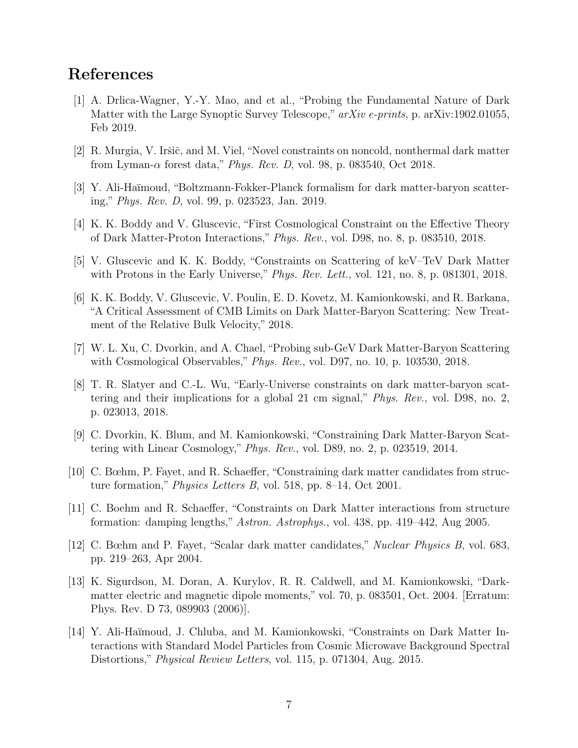## References

[1] A. Drlica-Wagner, Y.-Y. Mao, and et al., "Probing the Fundamental Nature of Dark Matter with the Large Synoptic Survey Telescope," *arXiv e-prints*, p. arXiv:1902.01055, Feb 2019.

[2] R. Murgia, V. Iršič, and M. Viel, "Novel constraints on noncold, nonthermal dark matter from Lyman-$\alpha$ forest data," *Phys. Rev. D*, vol. 98, p. 083540, Oct 2018.

[3] Y. Ali-Haïmoud, "Boltzmann-Fokker-Planck formalism for dark matter-baryon scattering," *Phys. Rev. D*, vol. 99, p. 023523, Jan. 2019.

[4] K. K. Boddy and V. Gluscevic, "First Cosmological Constraint on the Effective Theory of Dark Matter-Proton Interactions," *Phys. Rev.*, vol. D98, no. 8, p. 083510, 2018.

[5] V. Gluscevic and K. K. Boddy, "Constraints on Scattering of keV–TeV Dark Matter with Protons in the Early Universe," *Phys. Rev. Lett.*, vol. 121, no. 8, p. 081301, 2018.

[6] K. K. Boddy, V. Gluscevic, V. Poulin, E. D. Kovetz, M. Kamionkowski, and R. Barkana, "A Critical Assessment of CMB Limits on Dark Matter-Baryon Scattering: New Treatment of the Relative Bulk Velocity," 2018.

[7] W. L. Xu, C. Dvorkin, and A. Chael, "Probing sub-GeV Dark Matter-Baryon Scattering with Cosmological Observables," *Phys. Rev.*, vol. D97, no. 10, p. 103530, 2018.

[8] T. R. Slatyer and C.-L. Wu, "Early-Universe constraints on dark matter-baryon scattering and their implications for a global 21 cm signal," *Phys. Rev.*, vol. D98, no. 2, p. 023013, 2018.

[9] C. Dvorkin, K. Blum, and M. Kamionkowski, "Constraining Dark Matter-Baryon Scattering with Linear Cosmology," *Phys. Rev.*, vol. D89, no. 2, p. 023519, 2014.

[10] C. Bœhm, P. Fayet, and R. Schaeffer, "Constraining dark matter candidates from structure formation," *Physics Letters B*, vol. 518, pp. 8–14, Oct 2001.

[11] C. Boehm and R. Schaeffer, "Constraints on Dark Matter interactions from structure formation: damping lengths," *Astron. Astrophys.*, vol. 438, pp. 419–442, Aug 2005.

[12] C. Bœhm and P. Fayet, "Scalar dark matter candidates," *Nuclear Physics B*, vol. 683, pp. 219–263, Apr 2004.

[13] K. Sigurdson, M. Doran, A. Kurylov, R. R. Caldwell, and M. Kamionkowski, "Dark-matter electric and magnetic dipole moments," vol. 70, p. 083501, Oct. 2004. [Erratum: Phys. Rev. D 73, 089903 (2006)].

[14] Y. Ali-Haïmoud, J. Chluba, and M. Kamionkowski, "Constraints on Dark Matter Interactions with Standard Model Particles from Cosmic Microwave Background Spectral Distortions," *Physical Review Letters*, vol. 115, p. 071304, Aug. 2015.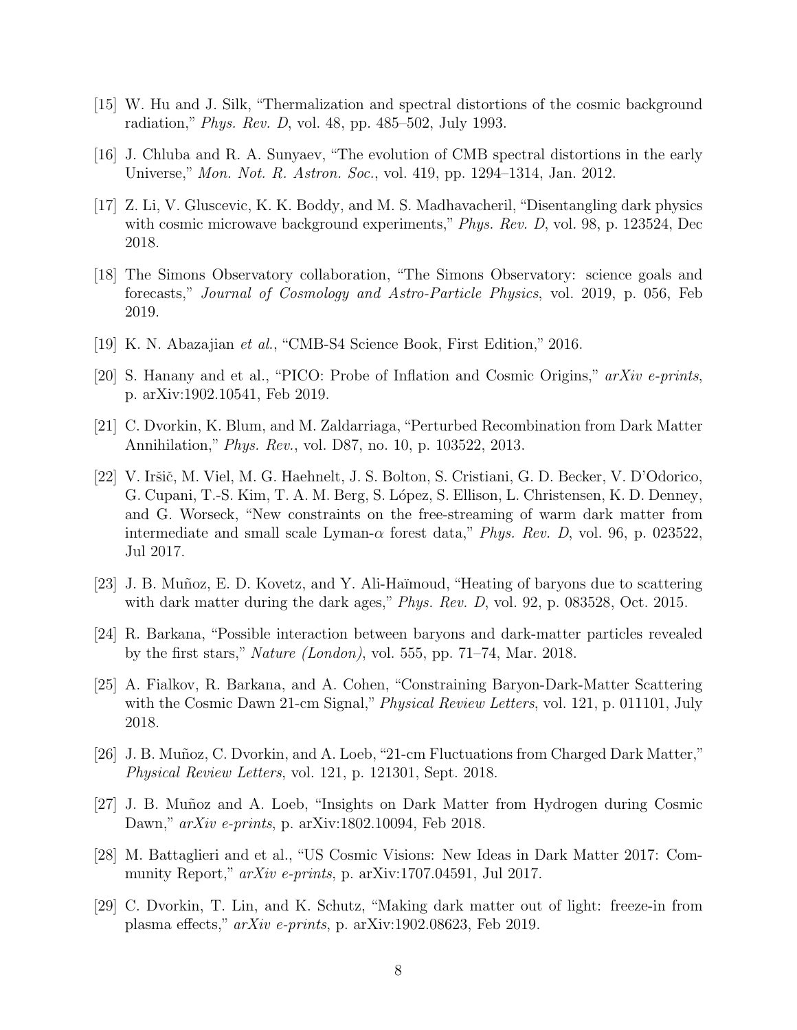[15] W. Hu and J. Silk, "Thermalization and spectral distortions of the cosmic background radiation," *Phys. Rev. D*, vol. 48, pp. 485–502, July 1993.

[16] J. Chluba and R. A. Sunyaev, "The evolution of CMB spectral distortions in the early Universe," *Mon. Not. R. Astron. Soc.*, vol. 419, pp. 1294–1314, Jan. 2012.

[17] Z. Li, V. Gluscevic, K. K. Boddy, and M. S. Madhavacheril, "Disentangling dark physics with cosmic microwave background experiments," *Phys. Rev. D*, vol. 98, p. 123524, Dec 2018.

[18] The Simons Observatory collaboration, "The Simons Observatory: science goals and forecasts," *Journal of Cosmology and Astro-Particle Physics*, vol. 2019, p. 056, Feb 2019.

[19] K. N. Abazajian *et al.*, "CMB-S4 Science Book, First Edition," 2016.

[20] S. Hanany and et al., "PICO: Probe of Inflation and Cosmic Origins," *arXiv e-prints*, p. arXiv:1902.10541, Feb 2019.

[21] C. Dvorkin, K. Blum, and M. Zaldarriaga, "Perturbed Recombination from Dark Matter Annihilation," *Phys. Rev.*, vol. D87, no. 10, p. 103522, 2013.

[22] V. Iršič, M. Viel, M. G. Haehnelt, J. S. Bolton, S. Cristiani, G. D. Becker, V. D'Odorico, G. Cupani, T.-S. Kim, T. A. M. Berg, S. López, S. Ellison, L. Christensen, K. D. Denney, and G. Worseck, "New constraints on the free-streaming of warm dark matter from intermediate and small scale Lyman-$\alpha$ forest data," *Phys. Rev. D*, vol. 96, p. 023522, Jul 2017.

[23] J. B. Muñoz, E. D. Kovetz, and Y. Ali-Haïmoud, "Heating of baryons due to scattering with dark matter during the dark ages," *Phys. Rev. D*, vol. 92, p. 083528, Oct. 2015.

[24] R. Barkana, "Possible interaction between baryons and dark-matter particles revealed by the first stars," *Nature (London)*, vol. 555, pp. 71–74, Mar. 2018.

[25] A. Fialkov, R. Barkana, and A. Cohen, "Constraining Baryon-Dark-Matter Scattering with the Cosmic Dawn 21-cm Signal," *Physical Review Letters*, vol. 121, p. 011101, July 2018.

[26] J. B. Muñoz, C. Dvorkin, and A. Loeb, "21-cm Fluctuations from Charged Dark Matter," *Physical Review Letters*, vol. 121, p. 121301, Sept. 2018.

[27] J. B. Muñoz and A. Loeb, "Insights on Dark Matter from Hydrogen during Cosmic Dawn," *arXiv e-prints*, p. arXiv:1802.10094, Feb 2018.

[28] M. Battaglieri and et al., "US Cosmic Visions: New Ideas in Dark Matter 2017: Community Report," *arXiv e-prints*, p. arXiv:1707.04591, Jul 2017.

[29] C. Dvorkin, T. Lin, and K. Schutz, "Making dark matter out of light: freeze-in from plasma effects," *arXiv e-prints*, p. arXiv:1902.08623, Feb 2019.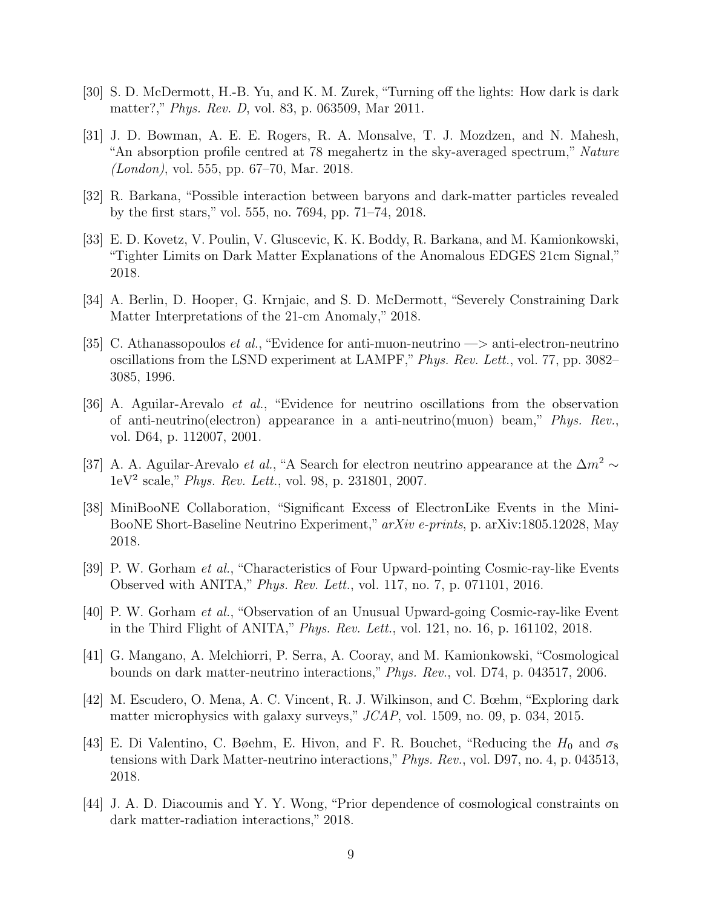[30] S. D. McDermott, H.-B. Yu, and K. M. Zurek, "Turning off the lights: How dark is dark matter?," *Phys. Rev. D*, vol. 83, p. 063509, Mar 2011.

[31] J. D. Bowman, A. E. E. Rogers, R. A. Monsalve, T. J. Mozdzen, and N. Mahesh, "An absorption profile centred at 78 megahertz in the sky-averaged spectrum," *Nature (London)*, vol. 555, pp. 67–70, Mar. 2018.

[32] R. Barkana, "Possible interaction between baryons and dark-matter particles revealed by the first stars," vol. 555, no. 7694, pp. 71–74, 2018.

[33] E. D. Kovetz, V. Poulin, V. Gluscevic, K. K. Boddy, R. Barkana, and M. Kamionkowski, "Tighter Limits on Dark Matter Explanations of the Anomalous EDGES 21cm Signal," 2018.

[34] A. Berlin, D. Hooper, G. Krnjaic, and S. D. McDermott, "Severely Constraining Dark Matter Interpretations of the 21-cm Anomaly," 2018.

[35] C. Athanassopoulos *et al.*, "Evidence for anti-muon-neutrino —> anti-electron-neutrino oscillations from the LSND experiment at LAMPF," *Phys. Rev. Lett.*, vol. 77, pp. 3082–3085, 1996.

[36] A. Aguilar-Arevalo *et al.*, "Evidence for neutrino oscillations from the observation of anti-neutrino(electron) appearance in a anti-neutrino(muon) beam," *Phys. Rev.*, vol. D64, p. 112007, 2001.

[37] A. A. Aguilar-Arevalo *et al.*, "A Search for electron neutrino appearance at the $\Delta m^2 \sim 1\text{eV}^2$ scale," *Phys. Rev. Lett.*, vol. 98, p. 231801, 2007.

[38] MiniBooNE Collaboration, "Significant Excess of ElectronLike Events in the MiniBooNE Short-Baseline Neutrino Experiment," *arXiv e-prints*, p. arXiv:1805.12028, May 2018.

[39] P. W. Gorham *et al.*, "Characteristics of Four Upward-pointing Cosmic-ray-like Events Observed with ANITA," *Phys. Rev. Lett.*, vol. 117, no. 7, p. 071101, 2016.

[40] P. W. Gorham *et al.*, "Observation of an Unusual Upward-going Cosmic-ray-like Event in the Third Flight of ANITA," *Phys. Rev. Lett.*, vol. 121, no. 16, p. 161102, 2018.

[41] G. Mangano, A. Melchiorri, P. Serra, A. Cooray, and M. Kamionkowski, "Cosmological bounds on dark matter-neutrino interactions," *Phys. Rev.*, vol. D74, p. 043517, 2006.

[42] M. Escudero, O. Mena, A. C. Vincent, R. J. Wilkinson, and C. Bœhm, "Exploring dark matter microphysics with galaxy surveys," *JCAP*, vol. 1509, no. 09, p. 034, 2015.

[43] E. Di Valentino, C. Bøehm, E. Hivon, and F. R. Bouchet, "Reducing the $H_0$ and $\sigma_8$ tensions with Dark Matter-neutrino interactions," *Phys. Rev.*, vol. D97, no. 4, p. 043513, 2018.

[44] J. A. D. Diacoumis and Y. Y. Wong, "Prior dependence of cosmological constraints on dark matter-radiation interactions," 2018.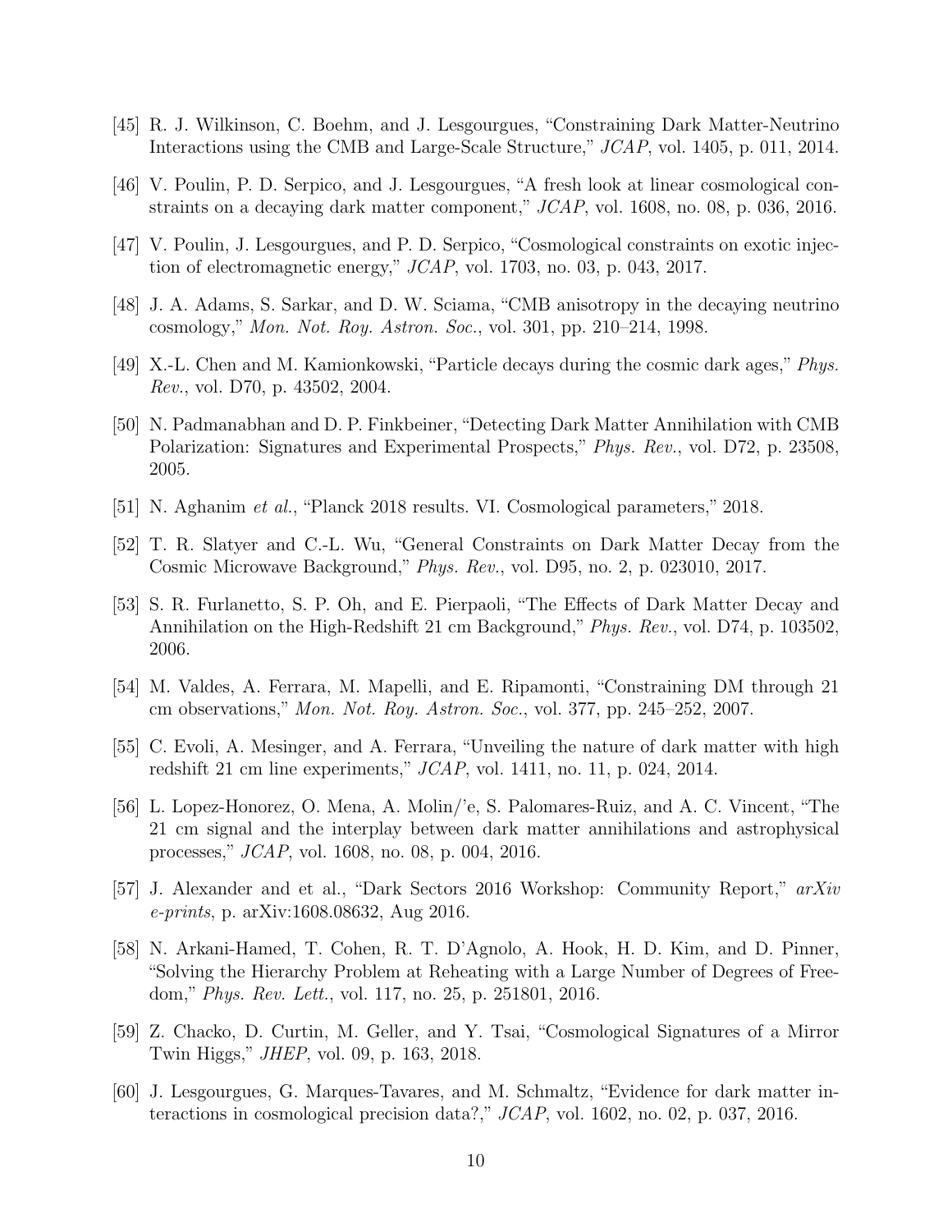[45] R. J. Wilkinson, C. Boehm, and J. Lesgourgues, "Constraining Dark Matter-Neutrino Interactions using the CMB and Large-Scale Structure," *JCAP*, vol. 1405, p. 011, 2014.

[46] V. Poulin, P. D. Serpico, and J. Lesgourgues, "A fresh look at linear cosmological constraints on a decaying dark matter component," *JCAP*, vol. 1608, no. 08, p. 036, 2016.

[47] V. Poulin, J. Lesgourgues, and P. D. Serpico, "Cosmological constraints on exotic injection of electromagnetic energy," *JCAP*, vol. 1703, no. 03, p. 043, 2017.

[48] J. A. Adams, S. Sarkar, and D. W. Sciama, "CMB anisotropy in the decaying neutrino cosmology," *Mon. Not. Roy. Astron. Soc.*, vol. 301, pp. 210–214, 1998.

[49] X.-L. Chen and M. Kamionkowski, "Particle decays during the cosmic dark ages," *Phys. Rev.*, vol. D70, p. 43502, 2004.

[50] N. Padmanabhan and D. P. Finkbeiner, "Detecting Dark Matter Annihilation with CMB Polarization: Signatures and Experimental Prospects," *Phys. Rev.*, vol. D72, p. 23508, 2005.

[51] N. Aghanim *et al.*, "Planck 2018 results. VI. Cosmological parameters," 2018.

[52] T. R. Slatyer and C.-L. Wu, "General Constraints on Dark Matter Decay from the Cosmic Microwave Background," *Phys. Rev.*, vol. D95, no. 2, p. 023010, 2017.

[53] S. R. Furlanetto, S. P. Oh, and E. Pierpaoli, "The Effects of Dark Matter Decay and Annihilation on the High-Redshift 21 cm Background," *Phys. Rev.*, vol. D74, p. 103502, 2006.

[54] M. Valdes, A. Ferrara, M. Mapelli, and E. Ripamonti, "Constraining DM through 21 cm observations," *Mon. Not. Roy. Astron. Soc.*, vol. 377, pp. 245–252, 2007.

[55] C. Evoli, A. Mesinger, and A. Ferrara, "Unveiling the nature of dark matter with high redshift 21 cm line experiments," *JCAP*, vol. 1411, no. 11, p. 024, 2014.

[56] L. Lopez-Honorez, O. Mena, A. Molin/'e, S. Palomares-Ruiz, and A. C. Vincent, "The 21 cm signal and the interplay between dark matter annihilations and astrophysical processes," *JCAP*, vol. 1608, no. 08, p. 004, 2016.

[57] J. Alexander and et al., "Dark Sectors 2016 Workshop: Community Report," *arXiv e-prints*, p. arXiv:1608.08632, Aug 2016.

[58] N. Arkani-Hamed, T. Cohen, R. T. D'Agnolo, A. Hook, H. D. Kim, and D. Pinner, "Solving the Hierarchy Problem at Reheating with a Large Number of Degrees of Freedom," *Phys. Rev. Lett.*, vol. 117, no. 25, p. 251801, 2016.

[59] Z. Chacko, D. Curtin, M. Geller, and Y. Tsai, "Cosmological Signatures of a Mirror Twin Higgs," *JHEP*, vol. 09, p. 163, 2018.

[60] J. Lesgourgues, G. Marques-Tavares, and M. Schmaltz, "Evidence for dark matter interactions in cosmological precision data?," *JCAP*, vol. 1602, no. 02, p. 037, 2016.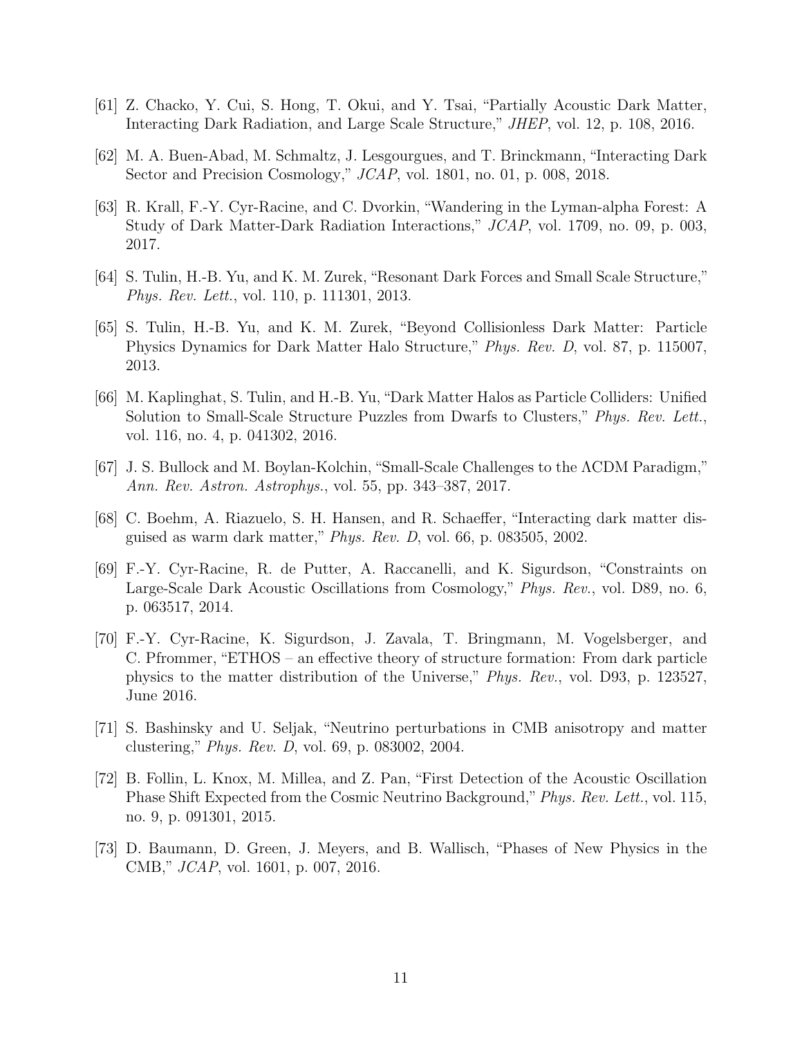[61] Z. Chacko, Y. Cui, S. Hong, T. Okui, and Y. Tsai, "Partially Acoustic Dark Matter, Interacting Dark Radiation, and Large Scale Structure," *JHEP*, vol. 12, p. 108, 2016.

[62] M. A. Buen-Abad, M. Schmaltz, J. Lesgourgues, and T. Brinckmann, "Interacting Dark Sector and Precision Cosmology," *JCAP*, vol. 1801, no. 01, p. 008, 2018.

[63] R. Krall, F.-Y. Cyr-Racine, and C. Dvorkin, "Wandering in the Lyman-alpha Forest: A Study of Dark Matter-Dark Radiation Interactions," *JCAP*, vol. 1709, no. 09, p. 003, 2017.

[64] S. Tulin, H.-B. Yu, and K. M. Zurek, "Resonant Dark Forces and Small Scale Structure," *Phys. Rev. Lett.*, vol. 110, p. 111301, 2013.

[65] S. Tulin, H.-B. Yu, and K. M. Zurek, "Beyond Collisionless Dark Matter: Particle Physics Dynamics for Dark Matter Halo Structure," *Phys. Rev. D*, vol. 87, p. 115007, 2013.

[66] M. Kaplinghat, S. Tulin, and H.-B. Yu, "Dark Matter Halos as Particle Colliders: Unified Solution to Small-Scale Structure Puzzles from Dwarfs to Clusters," *Phys. Rev. Lett.*, vol. 116, no. 4, p. 041302, 2016.

[67] J. S. Bullock and M. Boylan-Kolchin, "Small-Scale Challenges to the ΛCDM Paradigm," *Ann. Rev. Astron. Astrophys.*, vol. 55, pp. 343–387, 2017.

[68] C. Boehm, A. Riazuelo, S. H. Hansen, and R. Schaeffer, "Interacting dark matter disguised as warm dark matter," *Phys. Rev. D*, vol. 66, p. 083505, 2002.

[69] F.-Y. Cyr-Racine, R. de Putter, A. Raccanelli, and K. Sigurdson, "Constraints on Large-Scale Dark Acoustic Oscillations from Cosmology," *Phys. Rev.*, vol. D89, no. 6, p. 063517, 2014.

[70] F.-Y. Cyr-Racine, K. Sigurdson, J. Zavala, T. Bringmann, M. Vogelsberger, and C. Pfrommer, "ETHOS – an effective theory of structure formation: From dark particle physics to the matter distribution of the Universe," *Phys. Rev.*, vol. D93, p. 123527, June 2016.

[71] S. Bashinsky and U. Seljak, "Neutrino perturbations in CMB anisotropy and matter clustering," *Phys. Rev. D*, vol. 69, p. 083002, 2004.

[72] B. Follin, L. Knox, M. Millea, and Z. Pan, "First Detection of the Acoustic Oscillation Phase Shift Expected from the Cosmic Neutrino Background," *Phys. Rev. Lett.*, vol. 115, no. 9, p. 091301, 2015.

[73] D. Baumann, D. Green, J. Meyers, and B. Wallisch, "Phases of New Physics in the CMB," *JCAP*, vol. 1601, p. 007, 2016.